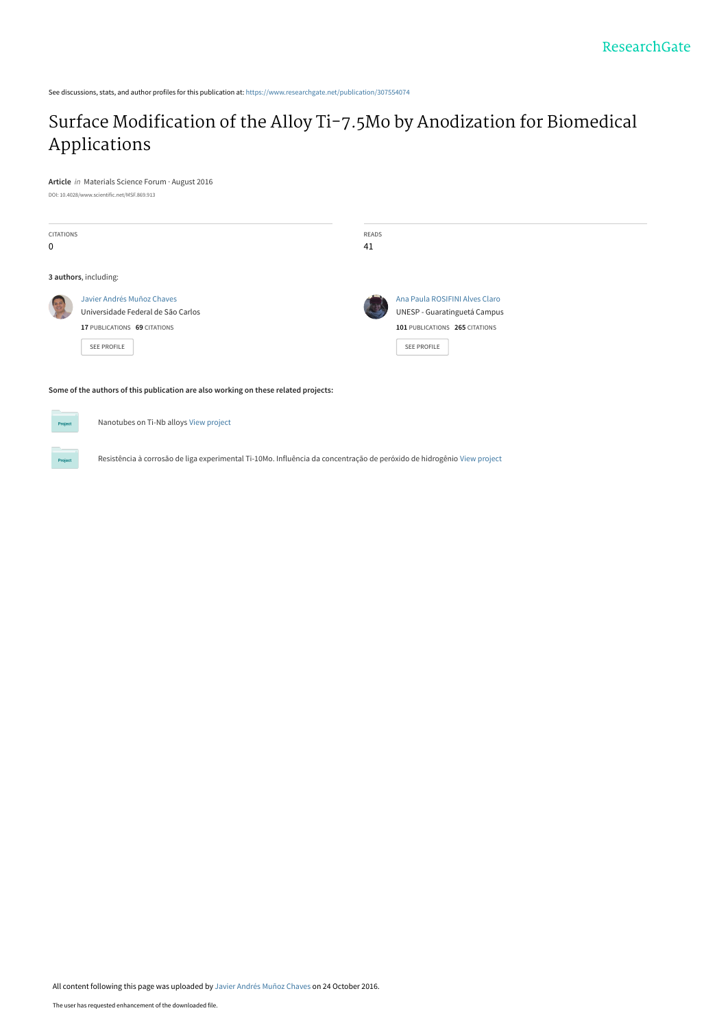See discussions, stats, and author profiles for this publication at: https://www.researchgate.net/publication/307554074

# Surface Modification of the Alloy Ti–7.5Mo by Anodization for Biomedical Applications

**Article** *in* Materials Science Forum · August 2016

DOI: 10.4028/www.scientific.net/MSF.869.913

| CITATIONS | READS |
|---|---|
| 0 | 41 |

**3 authors**, including:

Javier Andrés Muñoz Chaves
Universidade Federal de São Carlos
**17** PUBLICATIONS **69** CITATIONS
SEE PROFILE

Ana Paula ROSIFINI Alves Claro
UNESP - Guaratinguetá Campus
**101** PUBLICATIONS **265** CITATIONS
SEE PROFILE

**Some of the authors of this publication are also working on these related projects:**

Project: Nanotubes on Ti-Nb alloys View project

Project: Resistência à corrosão de liga experimental Ti-10Mo. Influência da concentração de peróxido de hidrogênio View project

All content following this page was uploaded by Javier Andrés Muñoz Chaves on 24 October 2016.

The user has requested enhancement of the downloaded file.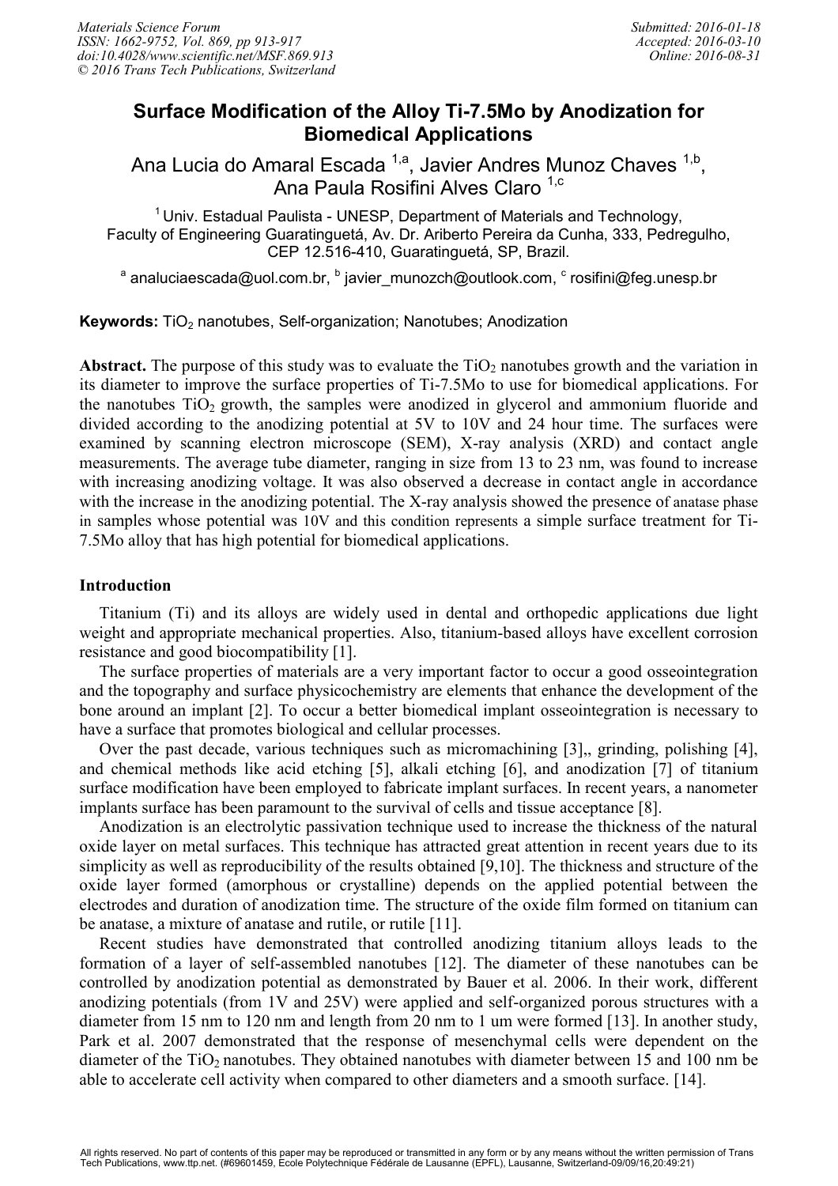# Surface Modification of the Alloy Ti-7.5Mo by Anodization for Biomedical Applications

Ana Lucia do Amaral Escada [1,a], Javier Andres Munoz Chaves [1,b], Ana Paula Rosifini Alves Claro [1,c]

[1] Univ. Estadual Paulista - UNESP, Department of Materials and Technology, Faculty of Engineering Guaratinguetá, Av. Dr. Ariberto Pereira da Cunha, 333, Pedregulho, CEP 12.516-410, Guaratinguetá, SP, Brazil.

[a] analuciaescada@uol.com.br, [b] javier_munozch@outlook.com, [c] rosifini@feg.unesp.br

**Keywords:** $TiO_2$ nanotubes, Self-organization; Nanotubes; Anodization

**Abstract.** The purpose of this study was to evaluate the $TiO_2$ nanotubes growth and the variation in its diameter to improve the surface properties of Ti-7.5Mo to use for biomedical applications. For the nanotubes $TiO_2$ growth, the samples were anodized in glycerol and ammonium fluoride and divided according to the anodizing potential at 5V to 10V and 24 hour time. The surfaces were examined by scanning electron microscope (SEM), X-ray analysis (XRD) and contact angle measurements. The average tube diameter, ranging in size from 13 to 23 nm, was found to increase with increasing anodizing voltage. It was also observed a decrease in contact angle in accordance with the increase in the anodizing potential. The X-ray analysis showed the presence of anatase phase in samples whose potential was 10V and this condition represents a simple surface treatment for Ti-7.5Mo alloy that has high potential for biomedical applications.

## Introduction

Titanium (Ti) and its alloys are widely used in dental and orthopedic applications due light weight and appropriate mechanical properties. Also, titanium-based alloys have excellent corrosion resistance and good biocompatibility [1].

The surface properties of materials are a very important factor to occur a good osseointegration and the topography and surface physicochemistry are elements that enhance the development of the bone around an implant [2]. To occur a better biomedical implant osseointegration is necessary to have a surface that promotes biological and cellular processes.

Over the past decade, various techniques such as micromachining [3],, grinding, polishing [4], and chemical methods like acid etching [5], alkali etching [6], and anodization [7] of titanium surface modification have been employed to fabricate implant surfaces. In recent years, a nanometer implants surface has been paramount to the survival of cells and tissue acceptance [8].

Anodization is an electrolytic passivation technique used to increase the thickness of the natural oxide layer on metal surfaces. This technique has attracted great attention in recent years due to its simplicity as well as reproducibility of the results obtained [9,10]. The thickness and structure of the oxide layer formed (amorphous or crystalline) depends on the applied potential between the electrodes and duration of anodization time. The structure of the oxide film formed on titanium can be anatase, a mixture of anatase and rutile, or rutile [11].

Recent studies have demonstrated that controlled anodizing titanium alloys leads to the formation of a layer of self-assembled nanotubes [12]. The diameter of these nanotubes can be controlled by anodization potential as demonstrated by Bauer et al. 2006. In their work, different anodizing potentials (from 1V and 25V) were applied and self-organized porous structures with a diameter from 15 nm to 120 nm and length from 20 nm to 1 um were formed [13]. In another study, Park et al. 2007 demonstrated that the response of mesenchymal cells were dependent on the diameter of the $TiO_2$ nanotubes. They obtained nanotubes with diameter between 15 and 100 nm be able to accelerate cell activity when compared to other diameters and a smooth surface. [14].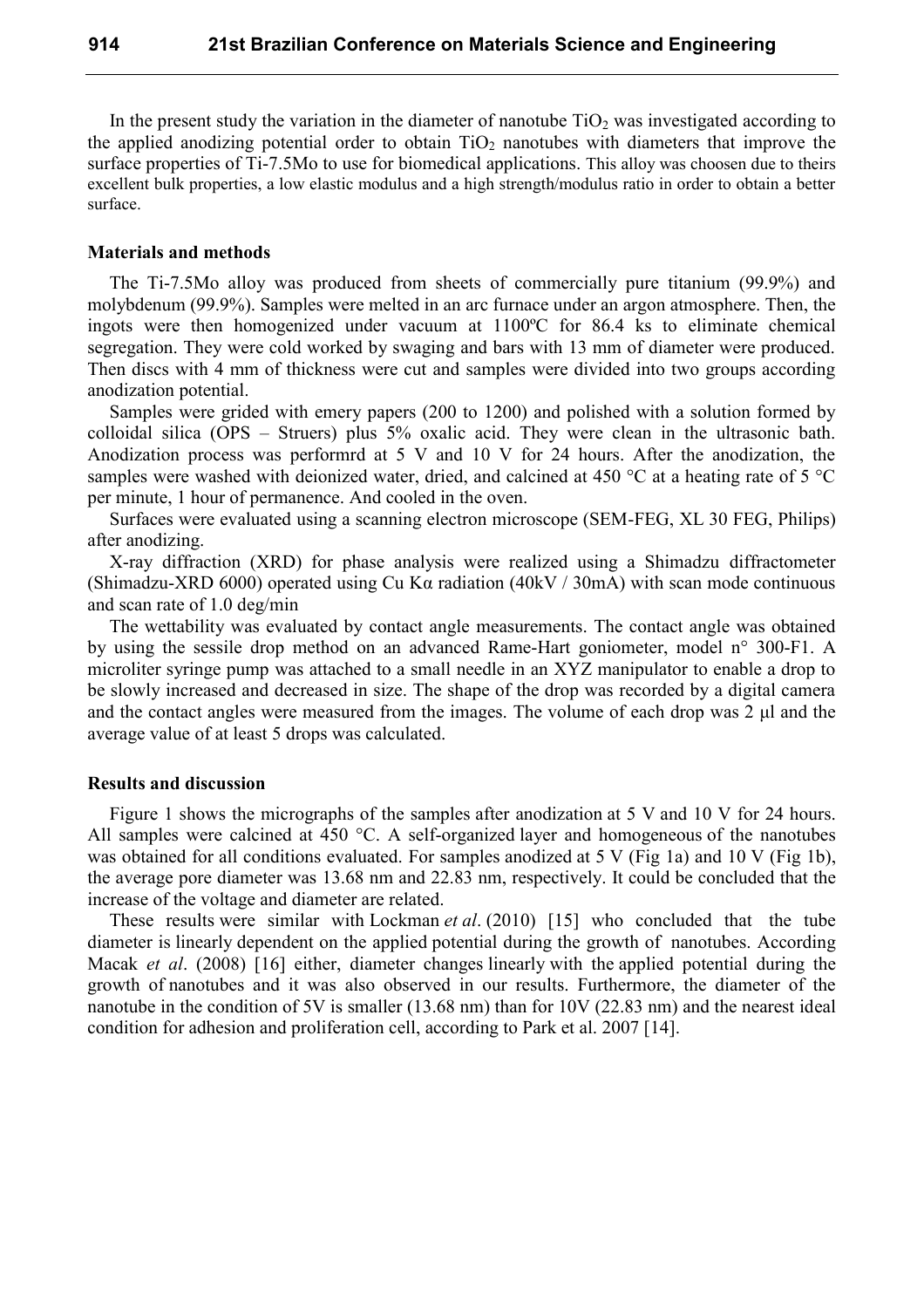In the present study the variation in the diameter of nanotube $TiO_2$ was investigated according to the applied anodizing potential order to obtain $TiO_2$ nanotubes with diameters that improve the surface properties of Ti-7.5Mo to use for biomedical applications. This alloy was choosen due to theirs excellent bulk properties, a low elastic modulus and a high strength/modulus ratio in order to obtain a better surface.

### Materials and methods

The Ti-7.5Mo alloy was produced from sheets of commercially pure titanium (99.9%) and molybdenum (99.9%). Samples were melted in an arc furnace under an argon atmosphere. Then, the ingots were then homogenized under vacuum at 1100ºC for 86.4 ks to eliminate chemical segregation. They were cold worked by swaging and bars with 13 mm of diameter were produced. Then discs with 4 mm of thickness were cut and samples were divided into two groups according anodization potential.

Samples were grided with emery papers (200 to 1200) and polished with a solution formed by colloidal silica (OPS – Struers) plus 5% oxalic acid. They were clean in the ultrasonic bath. Anodization process was performrd at 5 V and 10 V for 24 hours. After the anodization, the samples were washed with deionized water, dried, and calcined at 450 °C at a heating rate of 5 °C per minute, 1 hour of permanence. And cooled in the oven.

Surfaces were evaluated using a scanning electron microscope (SEM-FEG, XL 30 FEG, Philips) after anodizing.

X-ray diffraction (XRD) for phase analysis were realized using a Shimadzu diffractometer (Shimadzu-XRD 6000) operated using Cu Kα radiation (40kV / 30mA) with scan mode continuous and scan rate of 1.0 deg/min

The wettability was evaluated by contact angle measurements. The contact angle was obtained by using the sessile drop method on an advanced Rame-Hart goniometer, model n° 300-F1. A microliter syringe pump was attached to a small needle in an XYZ manipulator to enable a drop to be slowly increased and decreased in size. The shape of the drop was recorded by a digital camera and the contact angles were measured from the images. The volume of each drop was 2 µl and the average value of at least 5 drops was calculated.

### Results and discussion

Figure 1 shows the micrographs of the samples after anodization at 5 V and 10 V for 24 hours. All samples were calcined at 450 °C. A self-organized layer and homogeneous of the nanotubes was obtained for all conditions evaluated. For samples anodized at 5 V (Fig 1a) and 10 V (Fig 1b), the average pore diameter was 13.68 nm and 22.83 nm, respectively. It could be concluded that the increase of the voltage and diameter are related.

These results were similar with Lockman *et al*. (2010) [15] who concluded that the tube diameter is linearly dependent on the applied potential during the growth of nanotubes. According Macak *et al*. (2008) [16] either, diameter changes linearly with the applied potential during the growth of nanotubes and it was also observed in our results. Furthermore, the diameter of the nanotube in the condition of 5V is smaller (13.68 nm) than for 10V (22.83 nm) and the nearest ideal condition for adhesion and proliferation cell, according to Park et al. 2007 [14].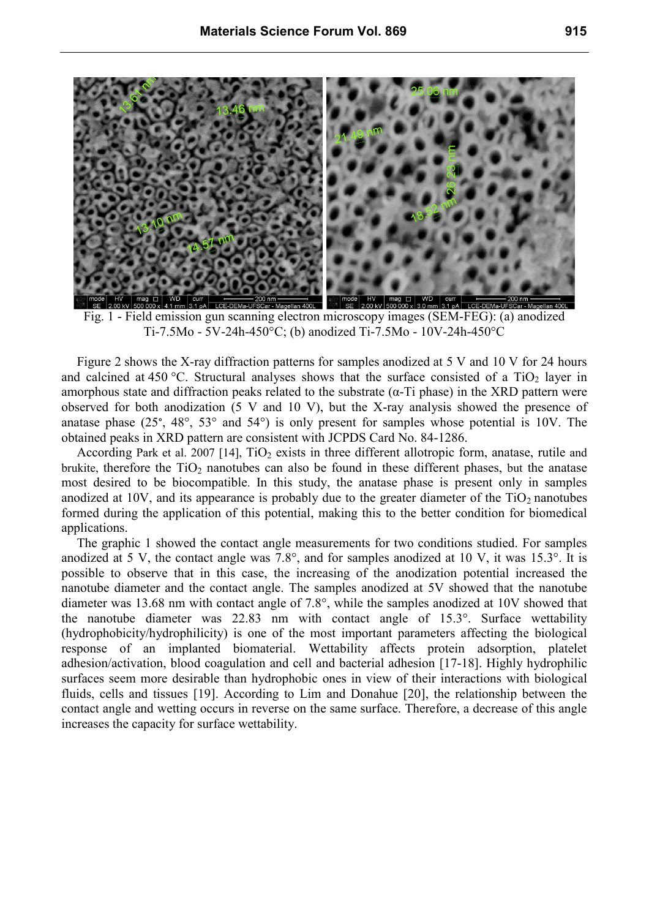Fig. 1 - Field emission gun scanning electron microscopy images (SEM-FEG): (a) anodized Ti-7.5Mo - 5V-24h-450°C; (b) anodized Ti-7.5Mo - 10V-24h-450°C

Figure 2 shows the X-ray diffraction patterns for samples anodized at 5 V and 10 V for 24 hours and calcined at 450 °C. Structural analyses shows that the surface consisted of a $TiO_2$ layer in amorphous state and diffraction peaks related to the substrate (α-Ti phase) in the XRD pattern were observed for both anodization (5 V and 10 V), but the X-ray analysis showed the presence of anatase phase (25°, 48°, 53° and 54°) is only present for samples whose potential is 10V. The obtained peaks in XRD pattern are consistent with JCPDS Card No. 84-1286.

According Park et al. 2007 [14], $TiO_2$ exists in three different allotropic form, anatase, rutile and brukite, therefore the $TiO_2$ nanotubes can also be found in these different phases, but the anatase most desired to be biocompatible. In this study, the anatase phase is present only in samples anodized at 10V, and its appearance is probably due to the greater diameter of the $TiO_2$ nanotubes formed during the application of this potential, making this to the better condition for biomedical applications.

The graphic 1 showed the contact angle measurements for two conditions studied. For samples anodized at 5 V, the contact angle was 7.8°, and for samples anodized at 10 V, it was 15.3°. It is possible to observe that in this case, the increasing of the anodization potential increased the nanotube diameter and the contact angle. The samples anodized at 5V showed that the nanotube diameter was 13.68 nm with contact angle of 7.8°, while the samples anodized at 10V showed that the nanotube diameter was 22.83 nm with contact angle of 15.3°. Surface wettability (hydrophobicity/hydrophilicity) is one of the most important parameters affecting the biological response of an implanted biomaterial. Wettability affects protein adsorption, platelet adhesion/activation, blood coagulation and cell and bacterial adhesion [17-18]. Highly hydrophilic surfaces seem more desirable than hydrophobic ones in view of their interactions with biological fluids, cells and tissues [19]. According to Lim and Donahue [20], the relationship between the contact angle and wetting occurs in reverse on the same surface. Therefore, a decrease of this angle increases the capacity for surface wettability.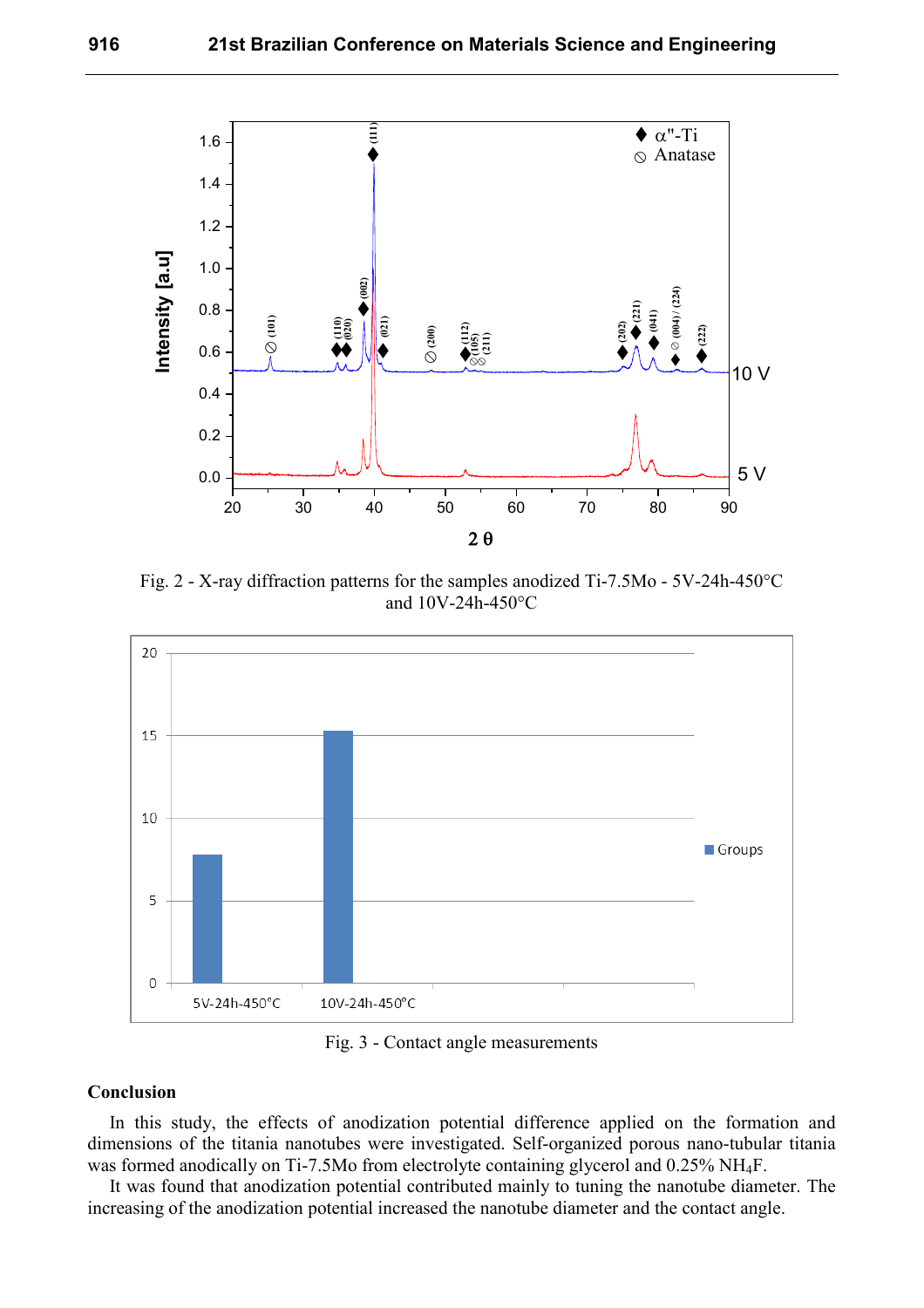Fig. 2 - X-ray diffraction patterns for the samples anodized Ti-7.5Mo - 5V-24h-450°C and 10V-24h-450°C

Fig. 3 - Contact angle measurements

**Conclusion**

In this study, the effects of anodization potential difference applied on the formation and dimensions of the titania nanotubes were investigated. Self-organized porous nano-tubular titania was formed anodically on Ti-7.5Mo from electrolyte containing glycerol and 0.25% $NH_4F$.

It was found that anodization potential contributed mainly to tuning the nanotube diameter. The increasing of the anodization potential increased the nanotube diameter and the contact angle.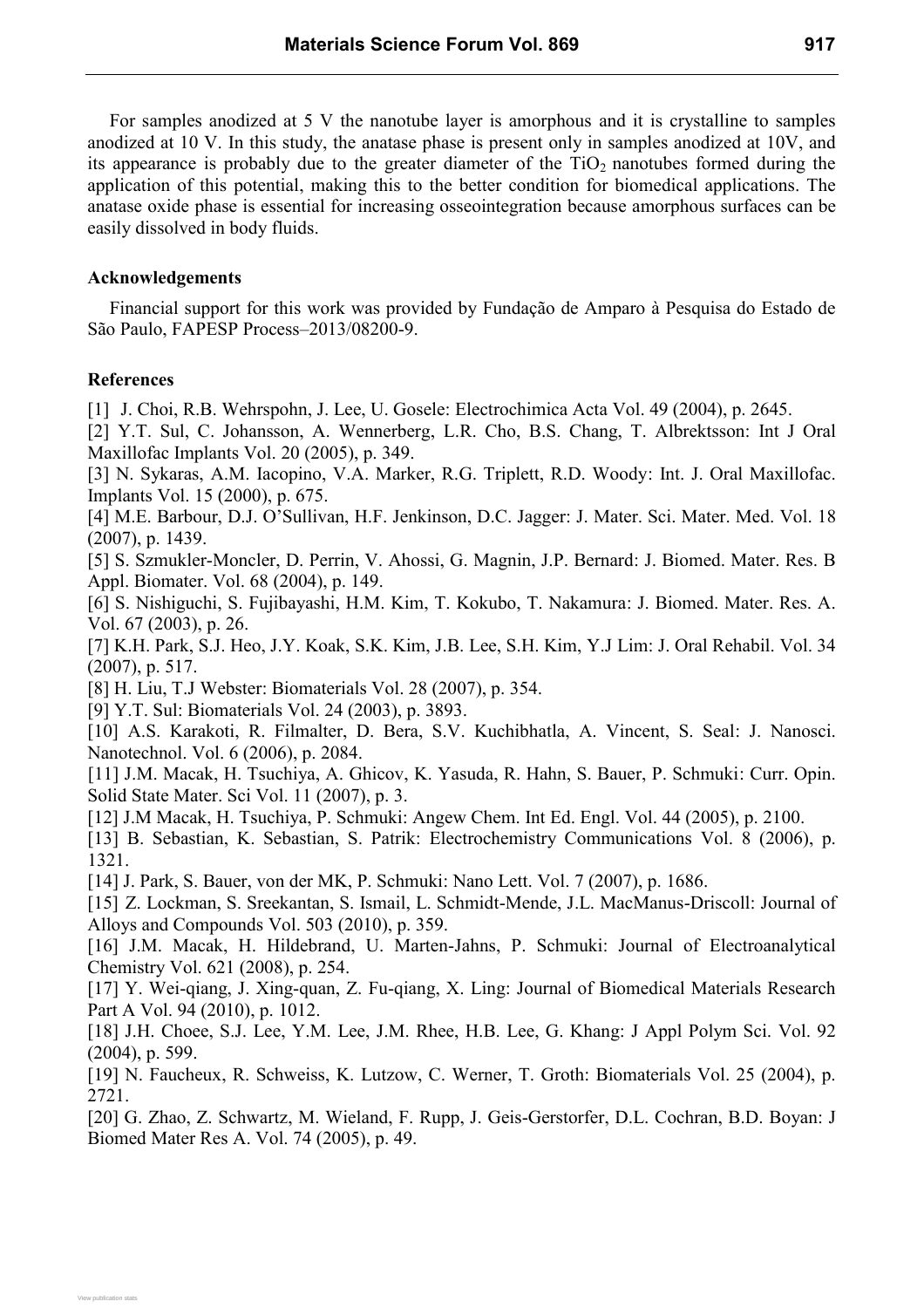For samples anodized at 5 V the nanotube layer is amorphous and it is crystalline to samples anodized at 10 V. In this study, the anatase phase is present only in samples anodized at 10V, and its appearance is probably due to the greater diameter of the $TiO_2$ nanotubes formed during the application of this potential, making this to the better condition for biomedical applications. The anatase oxide phase is essential for increasing osseointegration because amorphous surfaces can be easily dissolved in body fluids.

### Acknowledgements

Financial support for this work was provided by Fundação de Amparo à Pesquisa do Estado de São Paulo, FAPESP Process–2013/08200-9.

### References

[1] J. Choi, R.B. Wehrspohn, J. Lee, U. Gosele: Electrochimica Acta Vol. 49 (2004), p. 2645.

[2] Y.T. Sul, C. Johansson, A. Wennerberg, L.R. Cho, B.S. Chang, T. Albrektsson: Int J Oral Maxillofac Implants Vol. 20 (2005), p. 349.

[3] N. Sykaras, A.M. Iacopino, V.A. Marker, R.G. Triplett, R.D. Woody: Int. J. Oral Maxillofac. Implants Vol. 15 (2000), p. 675.

[4] M.E. Barbour, D.J. O'Sullivan, H.F. Jenkinson, D.C. Jagger: J. Mater. Sci. Mater. Med. Vol. 18 (2007), p. 1439.

[5] S. Szmukler-Moncler, D. Perrin, V. Ahossi, G. Magnin, J.P. Bernard: J. Biomed. Mater. Res. B Appl. Biomater. Vol. 68 (2004), p. 149.

[6] S. Nishiguchi, S. Fujibayashi, H.M. Kim, T. Kokubo, T. Nakamura: J. Biomed. Mater. Res. A. Vol. 67 (2003), p. 26.

[7] K.H. Park, S.J. Heo, J.Y. Koak, S.K. Kim, J.B. Lee, S.H. Kim, Y.J Lim: J. Oral Rehabil. Vol. 34 (2007), p. 517.

[8] H. Liu, T.J Webster: Biomaterials Vol. 28 (2007), p. 354.

[9] Y.T. Sul: Biomaterials Vol. 24 (2003), p. 3893.

[10] A.S. Karakoti, R. Filmalter, D. Bera, S.V. Kuchibhatla, A. Vincent, S. Seal: J. Nanosci. Nanotechnol. Vol. 6 (2006), p. 2084.

[11] J.M. Macak, H. Tsuchiya, A. Ghicov, K. Yasuda, R. Hahn, S. Bauer, P. Schmuki: Curr. Opin. Solid State Mater. Sci Vol. 11 (2007), p. 3.

[12] J.M Macak, H. Tsuchiya, P. Schmuki: Angew Chem. Int Ed. Engl. Vol. 44 (2005), p. 2100.

[13] B. Sebastian, K. Sebastian, S. Patrik: Electrochemistry Communications Vol. 8 (2006), p. 1321.

[14] J. Park, S. Bauer, von der MK, P. Schmuki: Nano Lett. Vol. 7 (2007), p. 1686.

[15] Z. Lockman, S. Sreekantan, S. Ismail, L. Schmidt-Mende, J.L. MacManus-Driscoll: Journal of Alloys and Compounds Vol. 503 (2010), p. 359.

[16] J.M. Macak, H. Hildebrand, U. Marten-Jahns, P. Schmuki: Journal of Electroanalytical Chemistry Vol. 621 (2008), p. 254.

[17] Y. Wei-qiang, J. Xing-quan, Z. Fu-qiang, X. Ling: Journal of Biomedical Materials Research Part A Vol. 94 (2010), p. 1012.

[18] J.H. Choee, S.J. Lee, Y.M. Lee, J.M. Rhee, H.B. Lee, G. Khang: J Appl Polym Sci. Vol. 92 (2004), p. 599.

[19] N. Faucheux, R. Schweiss, K. Lutzow, C. Werner, T. Groth: Biomaterials Vol. 25 (2004), p. 2721.

[20] G. Zhao, Z. Schwartz, M. Wieland, F. Rupp, J. Geis-Gerstorfer, D.L. Cochran, B.D. Boyan: J Biomed Mater Res A. Vol. 74 (2005), p. 49.